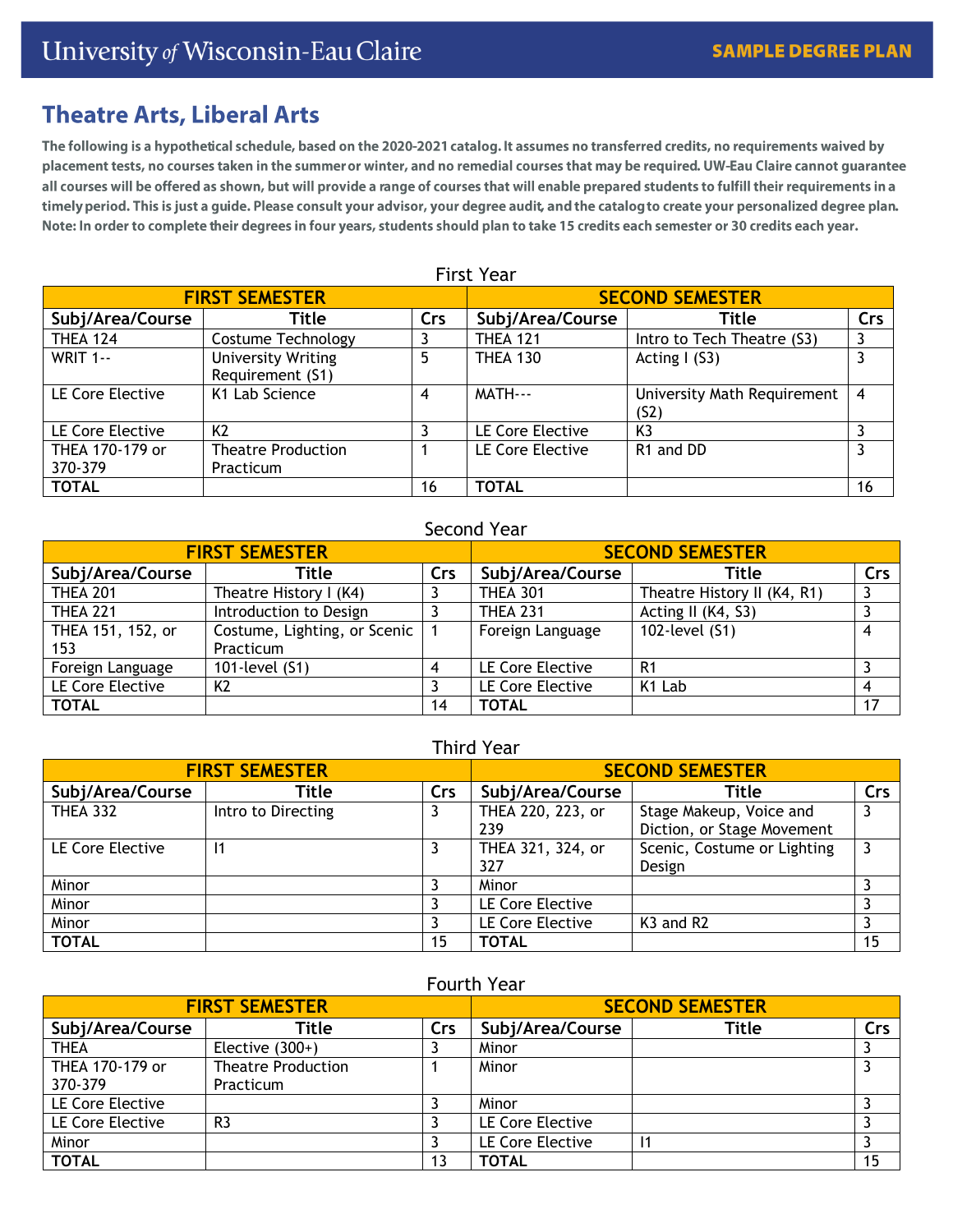University of Wisconsin-Eau Claire — SAMPLE DEGREE PLAN

# Theatre Arts, Liberal Arts

**The following is a hypothetical schedule, based on the 2020-2021 catalog. It assumes no transferred credits, no requirements waived by placement tests, no courses taken in the summer or winter, and no remedial courses that may be required. UW-Eau Claire cannot guarantee all courses will be offered as shown, but will provide a range of courses that will enable prepared students to fulfill their requirements in a timely period. This is just a guide. Please consult your advisor, your degree audit, and the catalog to create your personalized degree plan. Note: In order to complete their degrees in four years, students should plan to take 15 credits each semester or 30 credits each year.**

## First Year

| FIRST SEMESTER | | | SECOND SEMESTER | | |
|---|---|---|---|---|---|
| Subj/Area/Course | Title | Crs | Subj/Area/Course | Title | Crs |
| THEA 124 | Costume Technology | 3 | THEA 121 | Intro to Tech Theatre (S3) | 3 |
| WRIT 1-- | University Writing Requirement (S1) | 5 | THEA 130 | Acting I (S3) | 3 |
| LE Core Elective | K1 Lab Science | 4 | MATH--- | University Math Requirement (S2) | 4 |
| LE Core Elective | K2 | 3 | LE Core Elective | K3 | 3 |
| THEA 170-179 or 370-379 | Theatre Production Practicum | 1 | LE Core Elective | R1 and DD | 3 |
| **TOTAL** | | 16 | **TOTAL** | | 16 |

## Second Year

| FIRST SEMESTER | | | SECOND SEMESTER | | |
|---|---|---|---|---|---|
| Subj/Area/Course | Title | Crs | Subj/Area/Course | Title | Crs |
| THEA 201 | Theatre History I (K4) | 3 | THEA 301 | Theatre History II (K4, R1) | 3 |
| THEA 221 | Introduction to Design | 3 | THEA 231 | Acting II (K4, S3) | 3 |
| THEA 151, 152, or 153 | Costume, Lighting, or Scenic Practicum | 1 | Foreign Language | 102-level (S1) | 4 |
| Foreign Language | 101-level (S1) | 4 | LE Core Elective | R1 | 3 |
| LE Core Elective | K2 | 3 | LE Core Elective | K1 Lab | 4 |
| **TOTAL** | | 14 | **TOTAL** | | 17 |

## Third Year

| FIRST SEMESTER | | | SECOND SEMESTER | | |
|---|---|---|---|---|---|
| Subj/Area/Course | Title | Crs | Subj/Area/Course | Title | Crs |
| THEA 332 | Intro to Directing | 3 | THEA 220, 223, or 239 | Stage Makeup, Voice and Diction, or Stage Movement | 3 |
| LE Core Elective | I1 | 3 | THEA 321, 324, or 327 | Scenic, Costume or Lighting Design | 3 |
| Minor | | 3 | Minor | | 3 |
| Minor | | 3 | LE Core Elective | | 3 |
| Minor | | 3 | LE Core Elective | K3 and R2 | 3 |
| **TOTAL** | | 15 | **TOTAL** | | 15 |

## Fourth Year

| FIRST SEMESTER | | | SECOND SEMESTER | | |
|---|---|---|---|---|---|
| Subj/Area/Course | Title | Crs | Subj/Area/Course | Title | Crs |
| THEA | Elective (300+) | 3 | Minor | | 3 |
| THEA 170-179 or 370-379 | Theatre Production Practicum | 1 | Minor | | 3 |
| LE Core Elective | | 3 | Minor | | 3 |
| LE Core Elective | R3 | 3 | LE Core Elective | | 3 |
| Minor | | 3 | LE Core Elective | I1 | 3 |
| **TOTAL** | | 13 | **TOTAL** | | 15 |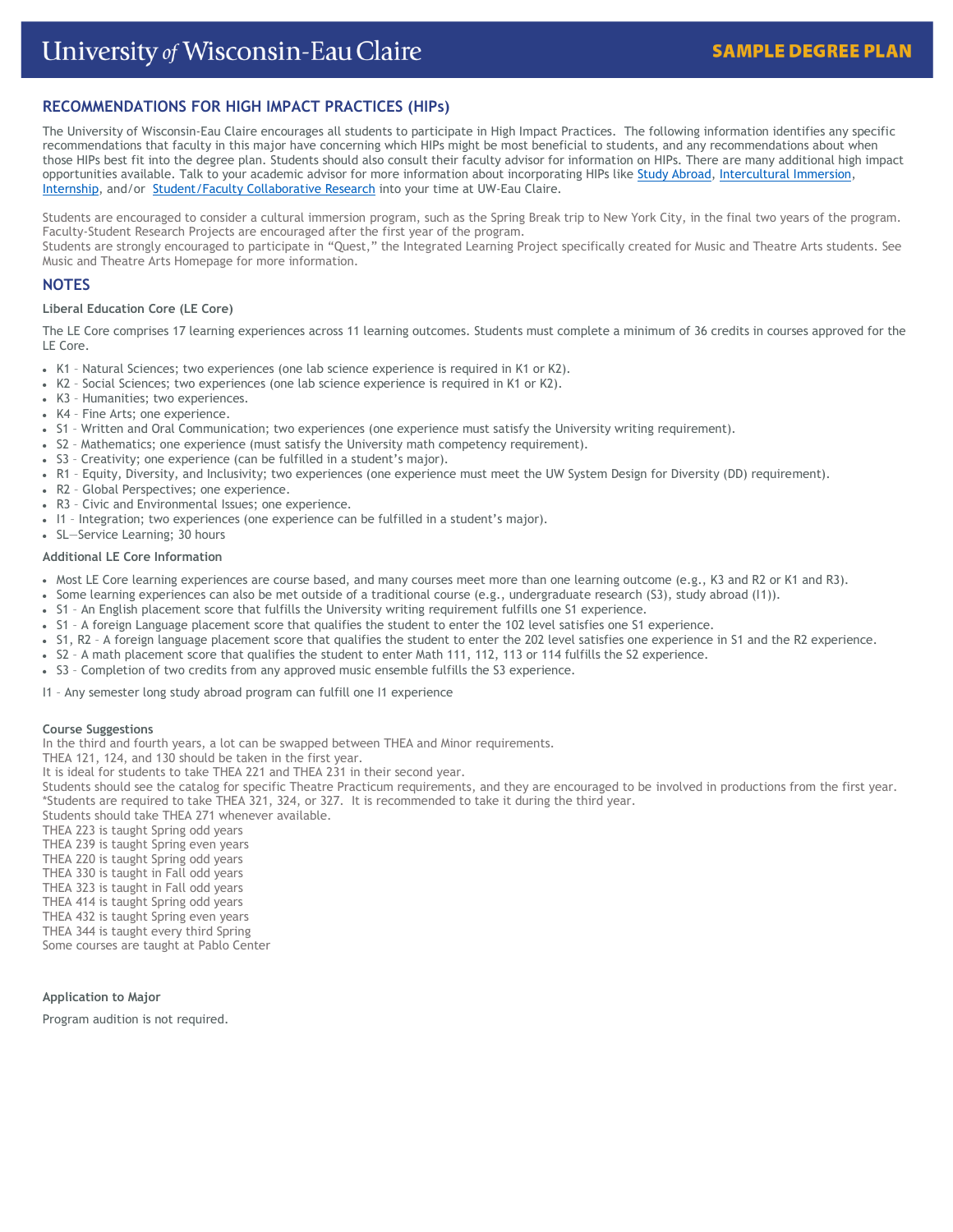## RECOMMENDATIONS FOR HIGH IMPACT PRACTICES (HIPs)

The University of Wisconsin-Eau Claire encourages all students to participate in High Impact Practices. The following information identifies any specific recommendations that faculty in this major have concerning which HIPs might be most beneficial to students, and any recommendations about when those HIPs best fit into the degree plan. Students should also consult their faculty advisor for information on HIPs. There are many additional high impact opportunities available. Talk to your academic advisor for more information about incorporating HIPs like Study Abroad, Intercultural Immersion, Internship, and/or Student/Faculty Collaborative Research into your time at UW-Eau Claire.

Students are encouraged to consider a cultural immersion program, such as the Spring Break trip to New York City, in the final two years of the program.
Faculty-Student Research Projects are encouraged after the first year of the program.
Students are strongly encouraged to participate in "Quest," the Integrated Learning Project specifically created for Music and Theatre Arts students. See Music and Theatre Arts Homepage for more information.

## NOTES

### Liberal Education Core (LE Core)

The LE Core comprises 17 learning experiences across 11 learning outcomes. Students must complete a minimum of 36 credits in courses approved for the LE Core.

- K1 – Natural Sciences; two experiences (one lab science experience is required in K1 or K2).
- K2 – Social Sciences; two experiences (one lab science experience is required in K1 or K2).
- K3 – Humanities; two experiences.
- K4 – Fine Arts; one experience.
- S1 – Written and Oral Communication; two experiences (one experience must satisfy the University writing requirement).
- S2 – Mathematics; one experience (must satisfy the University math competency requirement).
- S3 – Creativity; one experience (can be fulfilled in a student's major).
- R1 – Equity, Diversity, and Inclusivity; two experiences (one experience must meet the UW System Design for Diversity (DD) requirement).
- R2 – Global Perspectives; one experience.
- R3 – Civic and Environmental Issues; one experience.
- I1 – Integration; two experiences (one experience can be fulfilled in a student's major).
- SL—Service Learning; 30 hours

### Additional LE Core Information

- Most LE Core learning experiences are course based, and many courses meet more than one learning outcome (e.g., K3 and R2 or K1 and R3).
- Some learning experiences can also be met outside of a traditional course (e.g., undergraduate research (S3), study abroad (I1)).
- S1 – An English placement score that fulfills the University writing requirement fulfills one S1 experience.
- S1 – A foreign Language placement score that qualifies the student to enter the 102 level satisfies one S1 experience.
- S1, R2 – A foreign language placement score that qualifies the student to enter the 202 level satisfies one experience in S1 and the R2 experience.
- S2 – A math placement score that qualifies the student to enter Math 111, 112, 113 or 114 fulfills the S2 experience.
- S3 – Completion of two credits from any approved music ensemble fulfills the S3 experience.

I1 – Any semester long study abroad program can fulfill one I1 experience

### Course Suggestions

In the third and fourth years, a lot can be swapped between THEA and Minor requirements.
THEA 121, 124, and 130 should be taken in the first year.
It is ideal for students to take THEA 221 and THEA 231 in their second year.
Students should see the catalog for specific Theatre Practicum requirements, and they are encouraged to be involved in productions from the first year.
*Students are required to take THEA 321, 324, or 327. It is recommended to take it during the third year.
Students should take THEA 271 whenever available.
THEA 223 is taught Spring odd years
THEA 239 is taught Spring even years
THEA 220 is taught Spring odd years
THEA 330 is taught in Fall odd years
THEA 323 is taught in Fall odd years
THEA 414 is taught Spring odd years
THEA 432 is taught Spring even years
THEA 344 is taught every third Spring
Some courses are taught at Pablo Center

### Application to Major

Program audition is not required.